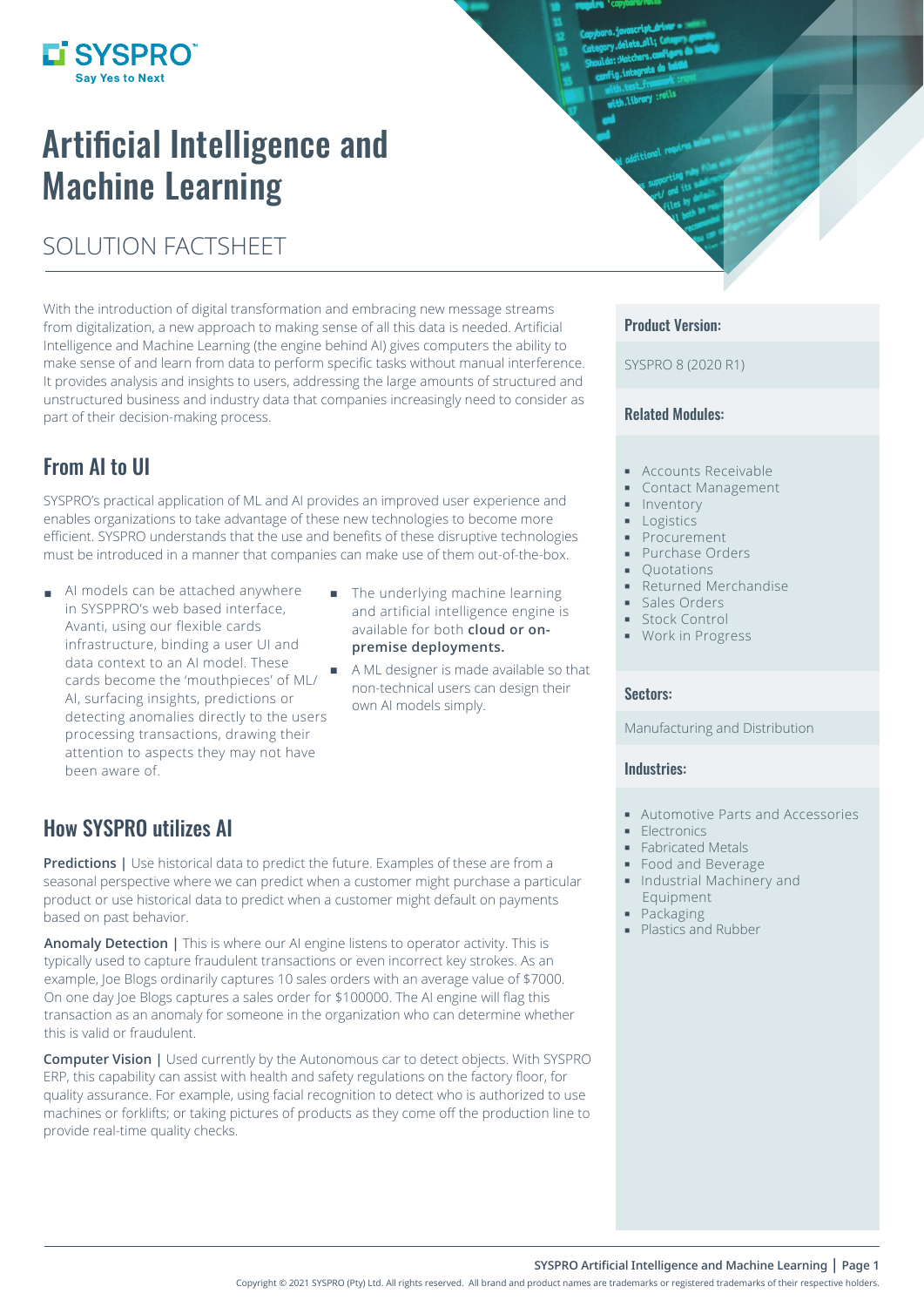SYSPRO
Say Yes to Next

# Artificial Intelligence and Machine Learning

SOLUTION FACTSHEET

With the introduction of digital transformation and embracing new message streams from digitalization, a new approach to making sense of all this data is needed. Artificial Intelligence and Machine Learning (the engine behind AI) gives computers the ability to make sense of and learn from data to perform specific tasks without manual interference. It provides analysis and insights to users, addressing the large amounts of structured and unstructured business and industry data that companies increasingly need to consider as part of their decision-making process.

## From AI to UI

SYSPRO's practical application of ML and AI provides an improved user experience and enables organizations to take advantage of these new technologies to become more efficient. SYSPRO understands that the use and benefits of these disruptive technologies must be introduced in a manner that companies can make use of them out-of-the-box.

- AI models can be attached anywhere in SYSPPRO's web based interface, Avanti, using our flexible cards infrastructure, binding a user UI and data context to an AI model. These cards become the 'mouthpieces' of ML/AI, surfacing insights, predictions or detecting anomalies directly to the users processing transactions, drawing their attention to aspects they may not have been aware of.
- The underlying machine learning and artificial intelligence engine is available for both **cloud or on-premise deployments.**
- A ML designer is made available so that non-technical users can design their own AI models simply.

## How SYSPRO utilizes AI

**Predictions |** Use historical data to predict the future. Examples of these are from a seasonal perspective where we can predict when a customer might purchase a particular product or use historical data to predict when a customer might default on payments based on past behavior.

**Anomaly Detection |** This is where our AI engine listens to operator activity. This is typically used to capture fraudulent transactions or even incorrect key strokes. As an example, Joe Blogs ordinarily captures 10 sales orders with an average value of $7000. On one day Joe Blogs captures a sales order for $100000. The AI engine will flag this transaction as an anomaly for someone in the organization who can determine whether this is valid or fraudulent.

**Computer Vision |** Used currently by the Autonomous car to detect objects. With SYSPRO ERP, this capability can assist with health and safety regulations on the factory floor, for quality assurance. For example, using facial recognition to detect who is authorized to use machines or forklifts; or taking pictures of products as they come off the production line to provide real-time quality checks.

### Product Version:

SYSPRO 8 (2020 R1)

### Related Modules:

- Accounts Receivable
- Contact Management
- Inventory
- Logistics
- Procurement
- Purchase Orders
- Quotations
- Returned Merchandise
- Sales Orders
- Stock Control
- Work in Progress

### Sectors:

Manufacturing and Distribution

### Industries:

- Automotive Parts and Accessories
- Electronics
- Fabricated Metals
- Food and Beverage
- Industrial Machinery and Equipment
- Packaging
- Plastics and Rubber

Copyright © 2021 SYSPRO (Pty) Ltd. All rights reserved. All brand and product names are trademarks or registered trademarks of their respective holders.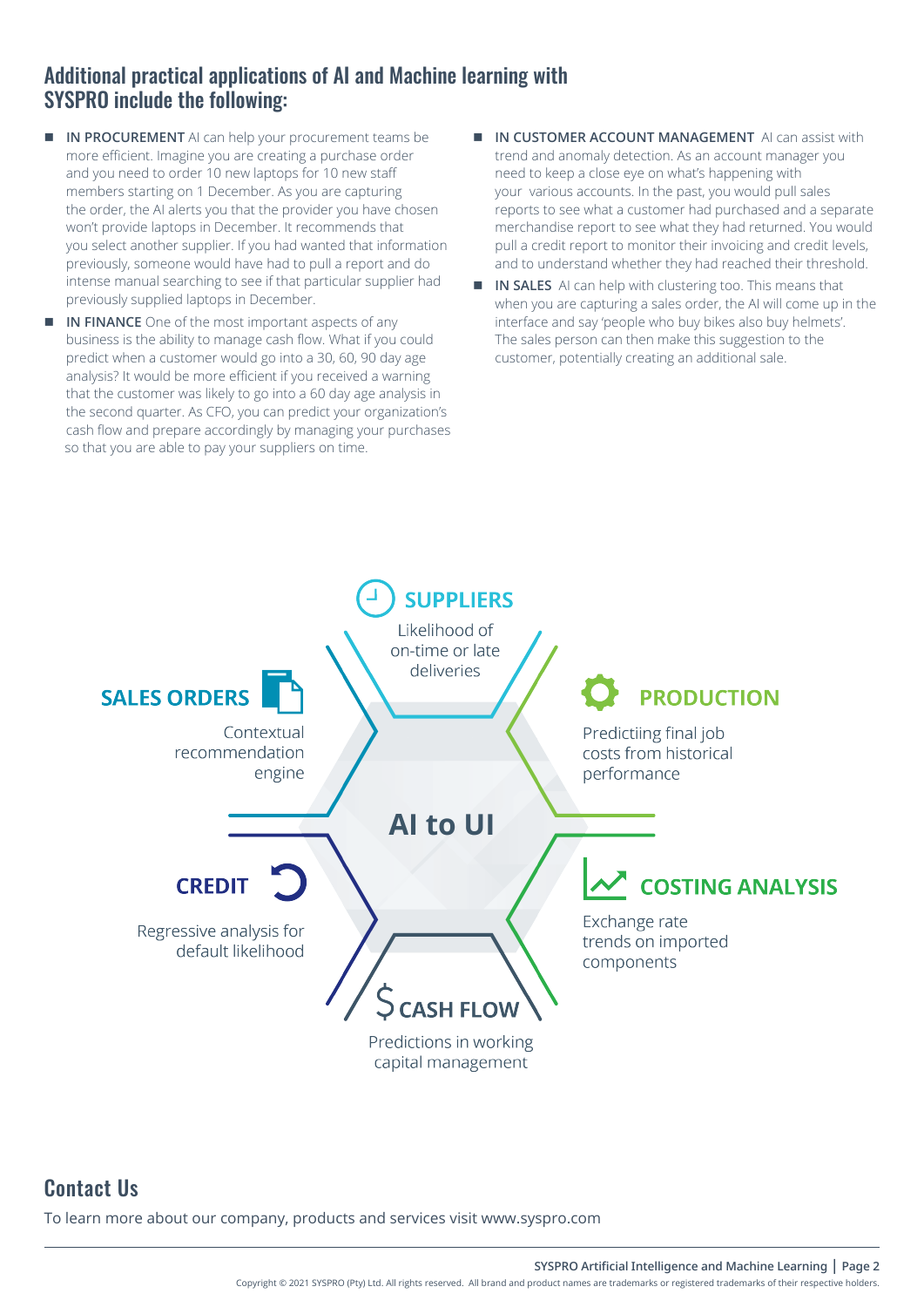## Additional practical applications of AI and Machine learning with SYSPRO include the following:

- **IN PROCUREMENT** AI can help your procurement teams be more efficient. Imagine you are creating a purchase order and you need to order 10 new laptops for 10 new staff members starting on 1 December. As you are capturing the order, the AI alerts you that the provider you have chosen won't provide laptops in December. It recommends that you select another supplier. If you had wanted that information previously, someone would have had to pull a report and do intense manual searching to see if that particular supplier had previously supplied laptops in December.
- **IN FINANCE** One of the most important aspects of any business is the ability to manage cash flow. What if you could predict when a customer would go into a 30, 60, 90 day age analysis? It would be more efficient if you received a warning that the customer was likely to go into a 60 day age analysis in the second quarter. As CFO, you can predict your organization's cash flow and prepare accordingly by managing your purchases so that you are able to pay your suppliers on time.
- **IN CUSTOMER ACCOUNT MANAGEMENT** AI can assist with trend and anomaly detection. As an account manager you need to keep a close eye on what's happening with your various accounts. In the past, you would pull sales reports to see what a customer had purchased and a separate merchandise report to see what they had returned. You would pull a credit report to monitor their invoicing and credit levels, and to understand whether they had reached their threshold.
- **IN SALES** AI can help with clustering too. This means that when you are capturing a sales order, the AI will come up in the interface and say 'people who buy bikes also buy helmets'. The sales person can then make this suggestion to the customer, potentially creating an additional sale.

AI to UI

SUPPLIERS
Likelihood of on-time or late deliveries

PRODUCTION
Predictiing final job costs from historical performance

COSTING ANALYSIS
Exchange rate trends on imported components

CASH FLOW
Predictions in working capital management

CREDIT
Regressive analysis for default likelihood

SALES ORDERS
Contextual recommendation engine

## Contact Us

To learn more about our company, products and services visit www.syspro.com

Copyright © 2021 SYSPRO (Pty) Ltd. All rights reserved. All brand and product names are trademarks or registered trademarks of their respective holders.